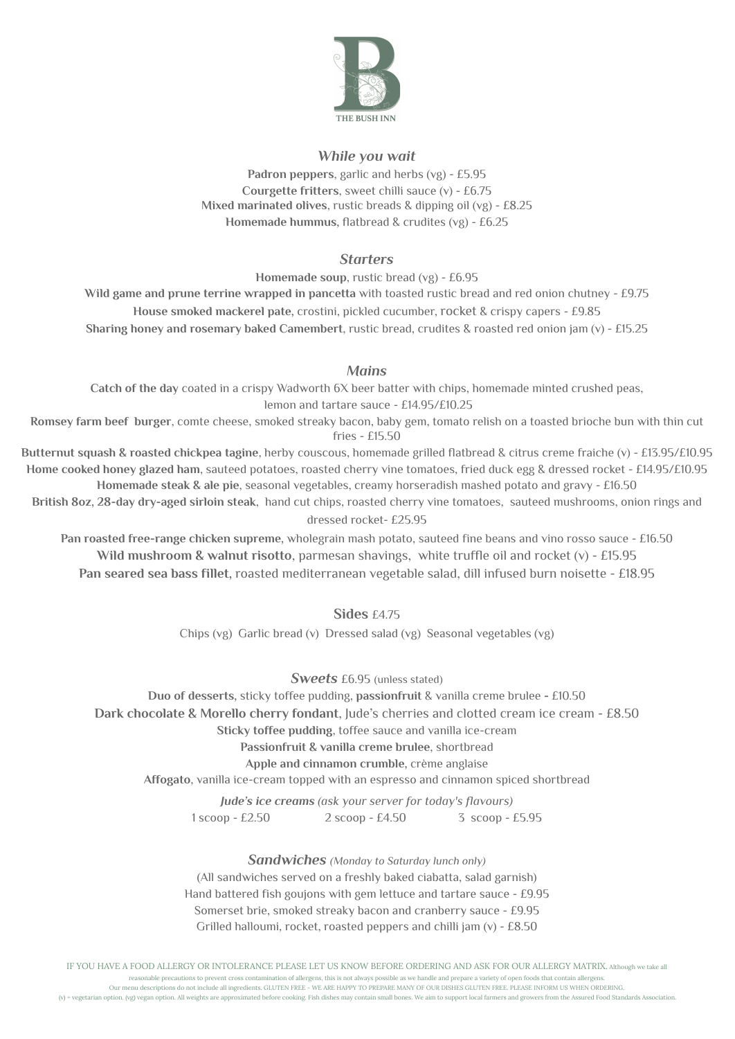THE BUSH INN

## *While you wait*

**Padron peppers**, garlic and herbs (vg) - £5.95
**Courgette fritters**, sweet chilli sauce (v) - £6.75
**Mixed marinated olives**, rustic breads & dipping oil (vg) - £8.25
**Homemade hummus**, flatbread & crudites (vg) - £6.25

## *Starters*

**Homemade soup**, rustic bread (vg) - £6.95
**Wild game and prune terrine wrapped in pancetta** with toasted rustic bread and red onion chutney - £9.75
**House smoked mackerel pate**, crostini, pickled cucumber, rocket & crispy capers - £9.85
**Sharing honey and rosemary baked Camembert**, rustic bread, crudites & roasted red onion jam (v) - £15.25

## *Mains*

**Catch of the day** coated in a crispy Wadworth 6X beer batter with chips, homemade minted crushed peas, lemon and tartare sauce - £14.95/£10.25
**Romsey farm beef burger**, comte cheese, smoked streaky bacon, baby gem, tomato relish on a toasted brioche bun with thin cut fries - £15.50
**Butternut squash & roasted chickpea tagine**, herby couscous, homemade grilled flatbread & citrus creme fraiche (v) - £13.95/£10.95
**Home cooked honey glazed ham**, sauteed potatoes, roasted cherry vine tomatoes, fried duck egg & dressed rocket - £14.95/£10.95
**Homemade steak & ale pie**, seasonal vegetables, creamy horseradish mashed potato and gravy - £16.50
**British 8oz, 28-day dry-aged sirloin steak**, hand cut chips, roasted cherry vine tomatoes, sauteed mushrooms, onion rings and dressed rocket- £25.95
**Pan roasted free-range chicken supreme**, wholegrain mash potato, sauteed fine beans and vino rosso sauce - £16.50
**Wild mushroom & walnut risotto**, parmesan shavings, white truffle oil and rocket (v) - £15.95
**Pan seared sea bass fillet**, roasted mediterranean vegetable salad, dill infused burn noisette - £18.95

## Sides £4.75

Chips (vg) Garlic bread (v) Dressed salad (vg) Seasonal vegetables (vg)

## *Sweets* £6.95 (unless stated)

**Duo of desserts**, sticky toffee pudding, **passionfruit** & vanilla creme brulee - £10.50
**Dark chocolate & Morello cherry fondant**, Jude's cherries and clotted cream ice cream - £8.50
**Sticky toffee pudding**, toffee sauce and vanilla ice-cream
**Passionfruit & vanilla creme brulee**, shortbread
**Apple and cinnamon crumble**, crème anglaise
**Affogato**, vanilla ice-cream topped with an espresso and cinnamon spiced shortbread

***Jude's ice creams*** *(ask your server for today's flavours)*
1 scoop - £2.50 2 scoop - £4.50 3 scoop - £5.95

## *Sandwiches* *(Monday to Saturday lunch only)*

(All sandwiches served on a freshly baked ciabatta, salad garnish)
Hand battered fish goujons with gem lettuce and tartare sauce - £9.95
Somerset brie, smoked streaky bacon and cranberry sauce - £9.95
Grilled halloumi, rocket, roasted peppers and chilli jam (v) - £8.50

IF YOU HAVE A FOOD ALLERGY OR INTOLERANCE PLEASE LET US KNOW BEFORE ORDERING AND ASK FOR OUR ALLERGY MATRIX. Although we take all reasonable precautions to prevent cross contamination of allergens, this is not always possible as we handle and prepare a variety of open foods that contain allergens. Our menu descriptions do not include all ingredients. GLUTEN FREE - WE ARE HAPPY TO PREPARE MANY OF OUR DISHES GLUTEN FREE. PLEASE INFORM US WHEN ORDERING. (v) = vegetarian option. (vg) vegan option. All weights are approximated before cooking. Fish dishes may contain small bones. We aim to support local farmers and growers from the Assured Food Standards Association.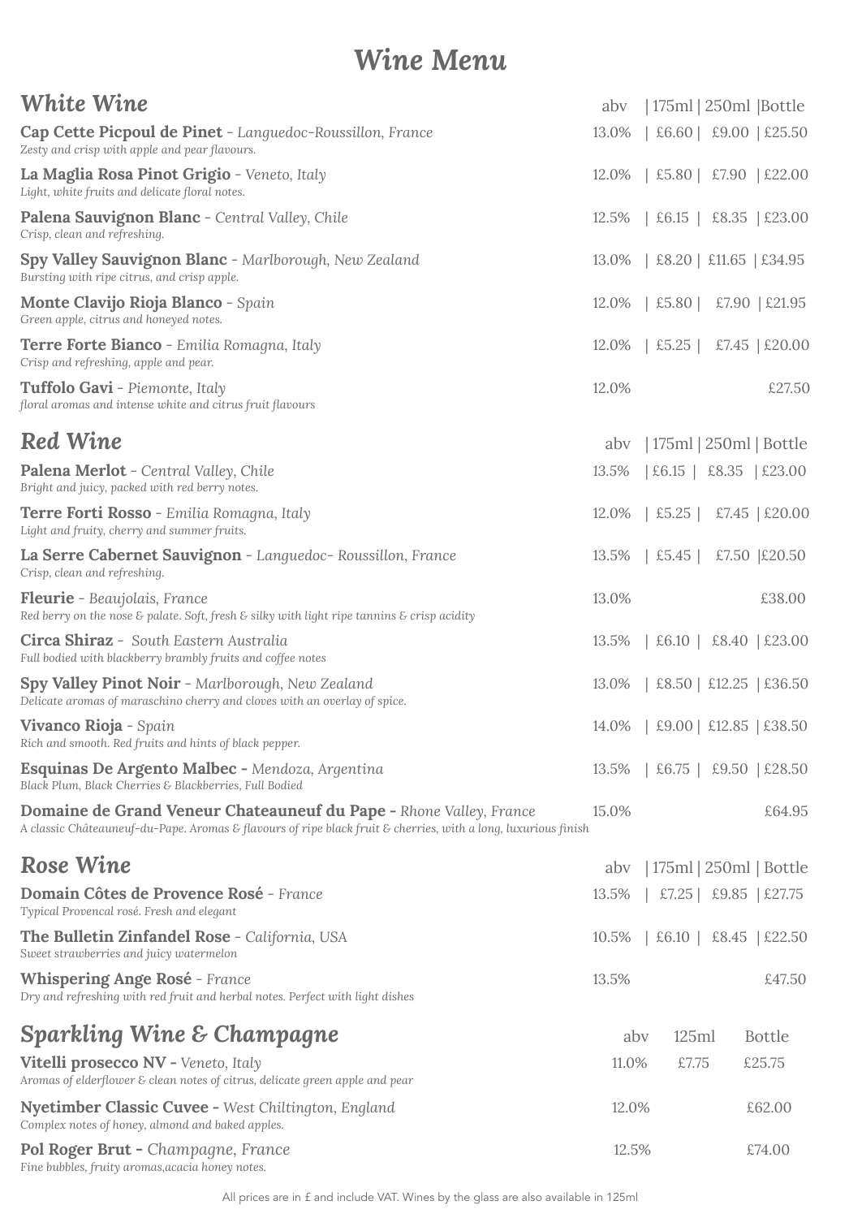# Wine Menu

## White Wine

| | abv | 175ml | 250ml | Bottle |
|---|---|---|---|---|
| **Cap Cette Picpoul de Pinet** - *Languedoc-Roussillon, France*<br>*Zesty and crisp with apple and pear flavours.* | 13.0% | £6.60 | £9.00 | £25.50 |
| **La Maglia Rosa Pinot Grigio** - *Veneto, Italy*<br>*Light, white fruits and delicate floral notes.* | 12.0% | £5.80 | £7.90 | £22.00 |
| **Palena Sauvignon Blanc** - *Central Valley, Chile*<br>*Crisp, clean and refreshing.* | 12.5% | £6.15 | £8.35 | £23.00 |
| **Spy Valley Sauvignon Blanc** - *Marlborough, New Zealand*<br>*Bursting with ripe citrus, and crisp apple.* | 13.0% | £8.20 | £11.65 | £34.95 |
| **Monte Clavijo Rioja Blanco** - *Spain*<br>*Green apple, citrus and honeyed notes.* | 12.0% | £5.80 | £7.90 | £21.95 |
| **Terre Forte Bianco** - *Emilia Romagna, Italy*<br>*Crisp and refreshing, apple and pear.* | 12.0% | £5.25 | £7.45 | £20.00 |
| **Tuffolo Gavi** - *Piemonte, Italy*<br>*floral aromas and intense white and citrus fruit flavours* | 12.0% | | | £27.50 |

## Red Wine

| | abv | 175ml | 250ml | Bottle |
|---|---|---|---|---|
| **Palena Merlot** - *Central Valley, Chile*<br>*Bright and juicy, packed with red berry notes.* | 13.5% | £6.15 | £8.35 | £23.00 |
| **Terre Forti Rosso** - *Emilia Romagna, Italy*<br>*Light and fruity, cherry and summer fruits.* | 12.0% | £5.25 | £7.45 | £20.00 |
| **La Serre Cabernet Sauvignon** - *Languedoc- Roussillon, France*<br>*Crisp, clean and refreshing.* | 13.5% | £5.45 | £7.50 | £20.50 |
| **Fleurie** - *Beaujolais, France*<br>*Red berry on the nose & palate. Soft, fresh & silky with light ripe tannins & crisp acidity* | 13.0% | | | £38.00 |
| **Circa Shiraz** - *South Eastern Australia*<br>*Full bodied with blackberry brambly fruits and coffee notes* | 13.5% | £6.10 | £8.40 | £23.00 |
| **Spy Valley Pinot Noir** - *Marlborough, New Zealand*<br>*Delicate aromas of maraschino cherry and cloves with an overlay of spice.* | 13.0% | £8.50 | £12.25 | £36.50 |
| **Vivanco Rioja** - *Spain*<br>*Rich and smooth. Red fruits and hints of black pepper.* | 14.0% | £9.00 | £12.85 | £38.50 |
| **Esquinas De Argento Malbec -** *Mendoza, Argentina*<br>*Black Plum, Black Cherries & Blackberries, Full Bodied* | 13.5% | £6.75 | £9.50 | £28.50 |
| **Domaine de Grand Veneur Chateauneuf du Pape -** *Rhone Valley, France*<br>*A classic Châteauneuf-du-Pape. Aromas & flavours of ripe black fruit & cherries, with a long, luxurious finish* | 15.0% | | | £64.95 |

## Rose Wine

| | abv | 175ml | 250ml | Bottle |
|---|---|---|---|---|
| **Domain Côtes de Provence Rosé** - *France*<br>*Typical Provencal rosé. Fresh and elegant* | 13.5% | £7.25 | £9.85 | £27.75 |
| **The Bulletin Zinfandel Rose** - *California, USA*<br>*Sweet strawberries and juicy watermelon* | 10.5% | £6.10 | £8.45 | £22.50 |
| **Whispering Ange Rosé** - *France*<br>*Dry and refreshing with red fruit and herbal notes. Perfect with light dishes* | 13.5% | | | £47.50 |

## Sparkling Wine & Champagne

| | abv | 125ml | Bottle |
|---|---|---|---|
| **Vitelli prosecco NV -** *Veneto, Italy*<br>*Aromas of elderflower & clean notes of citrus, delicate green apple and pear* | 11.0% | £7.75 | £25.75 |
| **Nyetimber Classic Cuvee -** *West Chiltington, England*<br>*Complex notes of honey, almond and baked apples.* | 12.0% | | £62.00 |
| **Pol Roger Brut -** *Champagne, France*<br>*Fine bubbles, fruity aromas,acacia honey notes.* | 12.5% | | £74.00 |

All prices are in £ and include VAT. Wines by the glass are also available in 125ml